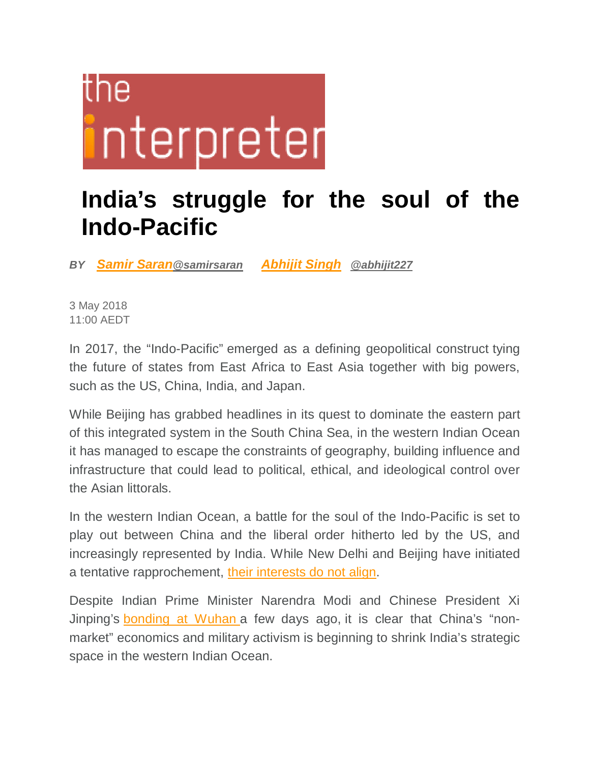the interpreter

# India's struggle for the soul of the Indo-Pacific

*BY* ***Samir Saran****@samirsaran* ***Abhijit Singh*** *@abhijit227*

3 May 2018
11:00 AEDT

In 2017, the "Indo-Pacific" emerged as a defining geopolitical construct tying the future of states from East Africa to East Asia together with big powers, such as the US, China, India, and Japan.

While Beijing has grabbed headlines in its quest to dominate the eastern part of this integrated system in the South China Sea, in the western Indian Ocean it has managed to escape the constraints of geography, building influence and infrastructure that could lead to political, ethical, and ideological control over the Asian littorals.

In the western Indian Ocean, a battle for the soul of the Indo-Pacific is set to play out between China and the liberal order hitherto led by the US, and increasingly represented by India. While New Delhi and Beijing have initiated a tentative rapprochement, their interests do not align.

Despite Indian Prime Minister Narendra Modi and Chinese President Xi Jinping's bonding at Wuhan a few days ago, it is clear that China's "non-market" economics and military activism is beginning to shrink India's strategic space in the western Indian Ocean.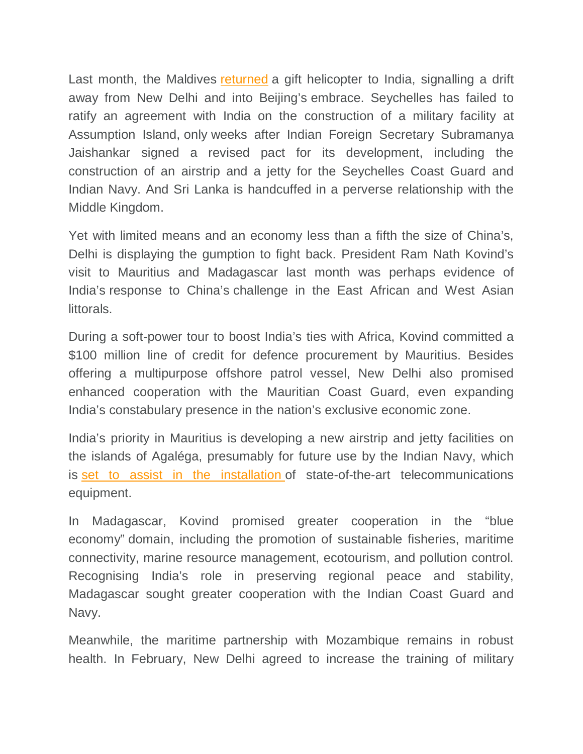Last month, the Maldives returned a gift helicopter to India, signalling a drift away from New Delhi and into Beijing's embrace. Seychelles has failed to ratify an agreement with India on the construction of a military facility at Assumption Island, only weeks after Indian Foreign Secretary Subramanya Jaishankar signed a revised pact for its development, including the construction of an airstrip and a jetty for the Seychelles Coast Guard and Indian Navy. And Sri Lanka is handcuffed in a perverse relationship with the Middle Kingdom.

Yet with limited means and an economy less than a fifth the size of China's, Delhi is displaying the gumption to fight back. President Ram Nath Kovind's visit to Mauritius and Madagascar last month was perhaps evidence of India's response to China's challenge in the East African and West Asian littorals.

During a soft-power tour to boost India's ties with Africa, Kovind committed a $100 million line of credit for defence procurement by Mauritius. Besides offering a multipurpose offshore patrol vessel, New Delhi also promised enhanced cooperation with the Mauritian Coast Guard, even expanding India's constabulary presence in the nation's exclusive economic zone.

India's priority in Mauritius is developing a new airstrip and jetty facilities on the islands of Agaléga, presumably for future use by the Indian Navy, which is set to assist in the installation of state-of-the-art telecommunications equipment.

In Madagascar, Kovind promised greater cooperation in the "blue economy" domain, including the promotion of sustainable fisheries, maritime connectivity, marine resource management, ecotourism, and pollution control. Recognising India's role in preserving regional peace and stability, Madagascar sought greater cooperation with the Indian Coast Guard and Navy.

Meanwhile, the maritime partnership with Mozambique remains in robust health. In February, New Delhi agreed to increase the training of military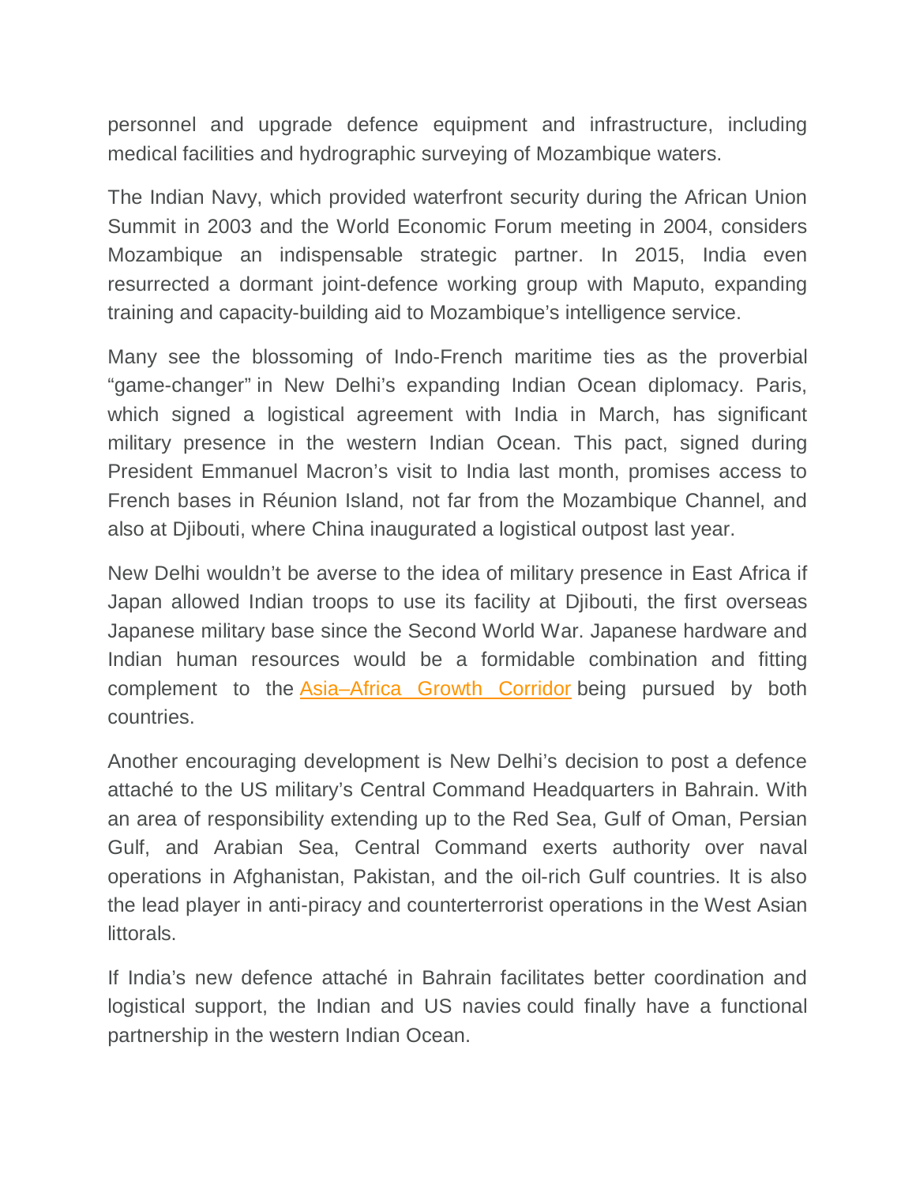personnel and upgrade defence equipment and infrastructure, including medical facilities and hydrographic surveying of Mozambique waters.

The Indian Navy, which provided waterfront security during the African Union Summit in 2003 and the World Economic Forum meeting in 2004, considers Mozambique an indispensable strategic partner. In 2015, India even resurrected a dormant joint-defence working group with Maputo, expanding training and capacity-building aid to Mozambique's intelligence service.

Many see the blossoming of Indo-French maritime ties as the proverbial "game-changer" in New Delhi's expanding Indian Ocean diplomacy. Paris, which signed a logistical agreement with India in March, has significant military presence in the western Indian Ocean. This pact, signed during President Emmanuel Macron's visit to India last month, promises access to French bases in Réunion Island, not far from the Mozambique Channel, and also at Djibouti, where China inaugurated a logistical outpost last year.

New Delhi wouldn't be averse to the idea of military presence in East Africa if Japan allowed Indian troops to use its facility at Djibouti, the first overseas Japanese military base since the Second World War. Japanese hardware and Indian human resources would be a formidable combination and fitting complement to the Asia–Africa Growth Corridor being pursued by both countries.

Another encouraging development is New Delhi's decision to post a defence attaché to the US military's Central Command Headquarters in Bahrain. With an area of responsibility extending up to the Red Sea, Gulf of Oman, Persian Gulf, and Arabian Sea, Central Command exerts authority over naval operations in Afghanistan, Pakistan, and the oil-rich Gulf countries. It is also the lead player in anti-piracy and counterterrorist operations in the West Asian littorals.

If India's new defence attaché in Bahrain facilitates better coordination and logistical support, the Indian and US navies could finally have a functional partnership in the western Indian Ocean.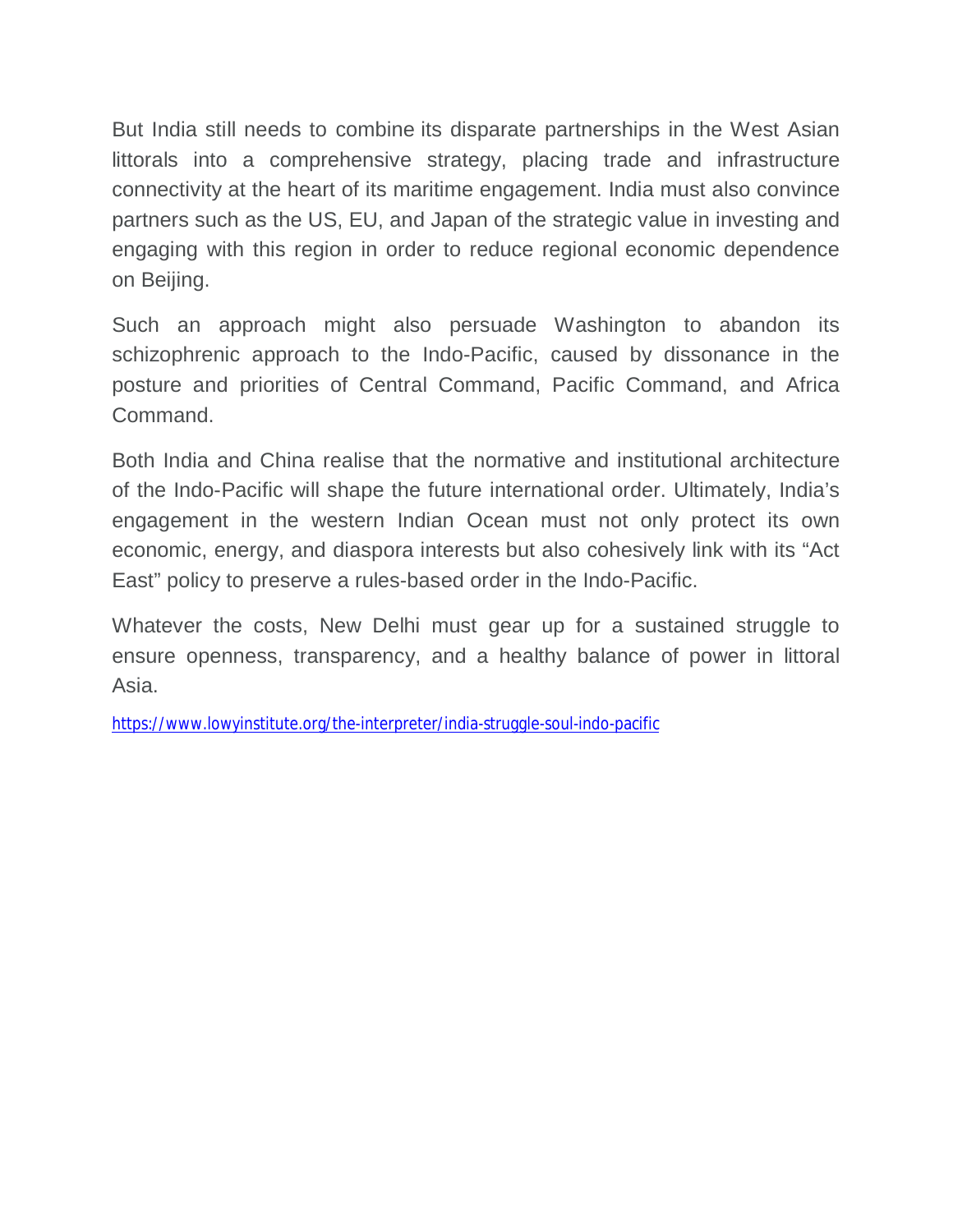But India still needs to combine its disparate partnerships in the West Asian littorals into a comprehensive strategy, placing trade and infrastructure connectivity at the heart of its maritime engagement. India must also convince partners such as the US, EU, and Japan of the strategic value in investing and engaging with this region in order to reduce regional economic dependence on Beijing.

Such an approach might also persuade Washington to abandon its schizophrenic approach to the Indo-Pacific, caused by dissonance in the posture and priorities of Central Command, Pacific Command, and Africa Command.

Both India and China realise that the normative and institutional architecture of the Indo-Pacific will shape the future international order. Ultimately, India's engagement in the western Indian Ocean must not only protect its own economic, energy, and diaspora interests but also cohesively link with its "Act East" policy to preserve a rules-based order in the Indo-Pacific.

Whatever the costs, New Delhi must gear up for a sustained struggle to ensure openness, transparency, and a healthy balance of power in littoral Asia.

https://www.lowyinstitute.org/the-interpreter/india-struggle-soul-indo-pacific